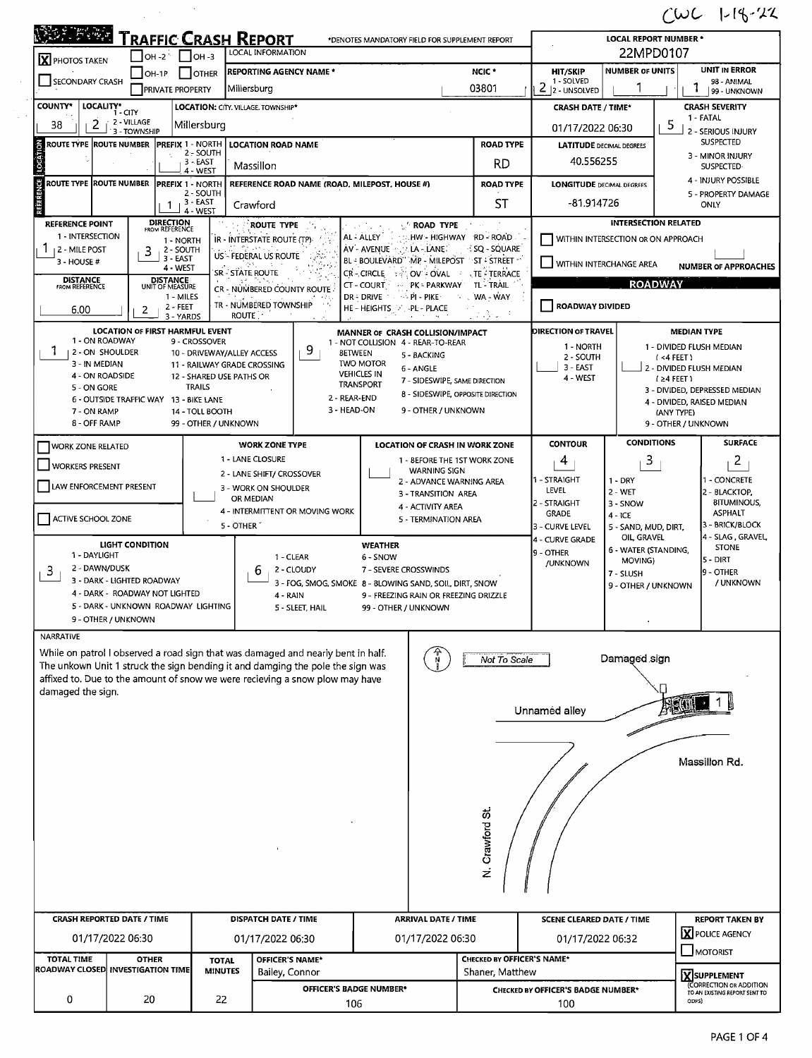CWC 1-18-22

# TRAFFIC CRASH REPORT

*DENOTES MANDATORY FIELD FOR SUPPLEMENT REPORT

| Field | Value |
|---|---|
| PHOTOS TAKEN | X |
| OH-2 / OH-3 / OH-1P / OTHER / SECONDARY CRASH / PRIVATE PROPERTY | |
| LOCAL INFORMATION | |
| REPORTING AGENCY NAME * | Millersburg |
| NCIC * | 03801 |
| LOCAL REPORT NUMBER * | 22MPD0107 |
| HIT/SKIP (1 - SOLVED, 2 - UNSOLVED) | 2 |
| NUMBER OF UNITS | 1 |
| UNIT IN ERROR (98 - ANIMAL, 99 - UNKNOWN) | 1 |
| COUNTY* | 38 |
| LOCALITY* (1 - CITY, 2 - VILLAGE, 3 - TOWNSHIP) | 2 |
| LOCATION: CITY, VILLAGE, TOWNSHIP* | Millersburg |
| CRASH DATE / TIME* | 01/17/2022 06:30 |
| CRASH SEVERITY (1 - FATAL, 2 - SERIOUS INJURY SUSPECTED, 3 - MINOR INJURY SUSPECTED, 4 - INJURY POSSIBLE, 5 - PROPERTY DAMAGE ONLY) | 5 |

## Location

| ROUTE TYPE | ROUTE NUMBER | PREFIX (1 - NORTH, 2 - SOUTH, 3 - EAST, 4 - WEST) | LOCATION ROAD NAME | ROAD TYPE | LATITUDE DECIMAL DEGREES |
|---|---|---|---|---|---|
| | | | Massillon | RD | 40.556255 |

## Reference

| ROUTE TYPE | ROUTE NUMBER | PREFIX (1 - NORTH, 2 - SOUTH, 3 - EAST, 4 - WEST) | REFERENCE ROAD NAME (ROAD, MILEPOST, HOUSE #) | ROAD TYPE | LONGITUDE DECIMAL DEGREES |
|---|---|---|---|---|---|
| | | 1 | Crawford | ST | -81.914726 |

| Field | Value |
|---|---|
| REFERENCE POINT (1 - INTERSECTION, 2 - MILE POST, 3 - HOUSE #) | 1 |
| DIRECTION FROM REFERENCE (1 - NORTH, 2 - SOUTH, 3 - EAST, 4 - WEST) | 3 |
| DISTANCE FROM REFERENCE | 6.00 |
| DISTANCE UNIT OF MEASURE (1 - MILES, 2 - FEET, 3 - YARDS) | 2 |

ROUTE TYPE: IR - INTERSTATE ROUTE (TP); US - FEDERAL US ROUTE; SR - STATE ROUTE; CR - NUMBERED COUNTY ROUTE; TR - NUMBERED TOWNSHIP ROUTE

ROAD TYPE: AL - ALLEY; AV - AVENUE; BL - BOULEVARD; CR - CIRCLE; CT - COURT; DR - DRIVE; HE - HEIGHTS; HW - HIGHWAY; LA - LANE; MP - MILEPOST; OV - OVAL; PK - PARKWAY; PI - PIKE; PL - PLACE; RD - ROAD; SQ - SQUARE; ST - STREET; TE - TERRACE; TL - TRAIL; WA - WAY

INTERSECTION RELATED: WITHIN INTERSECTION OR ON APPROACH [ ]; WITHIN INTERCHANGE AREA [ ]; NUMBER OF APPROACHES: 

ROADWAY: ROADWAY DIVIDED [ ]

| Field | Value |
|---|---|
| LOCATION OF FIRST HARMFUL EVENT (1 - ON ROADWAY, 2 - ON SHOULDER, 3 - IN MEDIAN, 4 - ON ROADSIDE, 5 - ON GORE, 6 - OUTSIDE TRAFFIC WAY, 7 - ON RAMP, 8 - OFF RAMP, 9 - CROSSOVER, 10 - DRIVEWAY/ALLEY ACCESS, 11 - RAILWAY GRADE CROSSING, 12 - SHARED USE PATHS OR TRAILS, 13 - BIKE LANE, 14 - TOLL BOOTH, 99 - OTHER / UNKNOWN) | 1 |
| MANNER OF CRASH COLLISION/IMPACT (1 - NOT COLLISION BETWEEN TWO MOTOR VEHICLES IN TRANSPORT, 2 - REAR-END, 3 - HEAD-ON, 4 - REAR-TO-REAR, 5 - BACKING, 6 - ANGLE, 7 - SIDESWIPE, SAME DIRECTION, 8 - SIDESWIPE, OPPOSITE DIRECTION, 9 - OTHER / UNKNOWN) | 9 |
| DIRECTION OF TRAVEL (1 - NORTH, 2 - SOUTH, 3 - EAST, 4 - WEST) | |
| MEDIAN TYPE (1 - DIVIDED FLUSH MEDIAN (<4 FEET), 2 - DIVIDED FLUSH MEDIAN (≥4 FEET), 3 - DIVIDED, DEPRESSED MEDIAN, 4 - DIVIDED, RAISED MEDIAN (ANY TYPE), 9 - OTHER / UNKNOWN) | |

| Field | Value |
|---|---|
| WORK ZONE RELATED | [ ] |
| WORKERS PRESENT | [ ] |
| LAW ENFORCEMENT PRESENT | [ ] |
| ACTIVE SCHOOL ZONE | [ ] |
| WORK ZONE TYPE (1 - LANE CLOSURE, 2 - LANE SHIFT/ CROSSOVER, 3 - WORK ON SHOULDER OR MEDIAN, 4 - INTERMITTENT OR MOVING WORK, 5 - OTHER) | |
| LOCATION OF CRASH IN WORK ZONE (1 - BEFORE THE 1ST WORK ZONE WARNING SIGN, 2 - ADVANCE WARNING AREA, 3 - TRANSITION AREA, 4 - ACTIVITY AREA, 5 - TERMINATION AREA) | |
| CONTOUR (1 - STRAIGHT LEVEL, 2 - STRAIGHT GRADE, 3 - CURVE LEVEL, 4 - CURVE GRADE, 9 - OTHER /UNKNOWN) | 4 |
| CONDITIONS (1 - DRY, 2 - WET, 3 - SNOW, 4 - ICE, 5 - SAND, MUD, DIRT, OIL, GRAVEL, 6 - WATER (STANDING, MOVING), 7 - SLUSH, 9 - OTHER / UNKNOWN) | 3 |
| SURFACE (1 - CONCRETE, 2 - BLACKTOP, BITUMINOUS, ASPHALT, 3 - BRICK/BLOCK, 4 - SLAG, GRAVEL, STONE, 5 - DIRT, 9 - OTHER / UNKNOWN) | 2 |
| LIGHT CONDITION (1 - DAYLIGHT, 2 - DAWN/DUSK, 3 - DARK - LIGHTED ROADWAY, 4 - DARK - ROADWAY NOT LIGHTED, 5 - DARK - UNKNOWN ROADWAY LIGHTING, 9 - OTHER / UNKNOWN) | 3 |
| WEATHER (1 - CLEAR, 2 - CLOUDY, 3 - FOG, SMOG, SMOKE, 4 - RAIN, 5 - SLEET, HAIL, 6 - SNOW, 7 - SEVERE CROSSWINDS, 8 - BLOWING SAND, SOIL, DIRT, SNOW, 9 - FREEZING RAIN OR FREEZING DRIZZLE, 99 - OTHER / UNKNOWN) | 6 |

## NARRATIVE

While on patrol I observed a road sign that was damaged and nearly bent in half. The unkown Unit 1 struck the sign bending it and damging the pole the sign was affixed to. Due to the amount of snow we were recieving a snow plow may have damaged the sign.

Diagram (Not To Scale): Damaged sign; 1; Unnamed alley; Massillon Rd.; N. Crawford St.

| CRASH REPORTED DATE / TIME | DISPATCH DATE / TIME | ARRIVAL DATE / TIME | SCENE CLEARED DATE / TIME | REPORT TAKEN BY |
|---|---|---|---|---|
| 01/17/2022 06:30 | 01/17/2022 06:30 | 01/17/2022 06:30 | 01/17/2022 06:32 | [X] POLICE AGENCY [ ] MOTORIST |

| TOTAL TIME ROADWAY CLOSED | OTHER INVESTIGATION TIME | TOTAL MINUTES | OFFICER'S NAME* | OFFICER'S BADGE NUMBER* | CHECKED BY OFFICER'S NAME* | CHECKED BY OFFICER'S BADGE NUMBER* | |
|---|---|---|---|---|---|---|---|
| 0 | 20 | 22 | Bailey, Connor | 106 | Shaner, Matthew | 100 | [X] SUPPLEMENT (CORRECTION OR ADDITION TO AN EXISTING REPORT SENT TO ODPS) |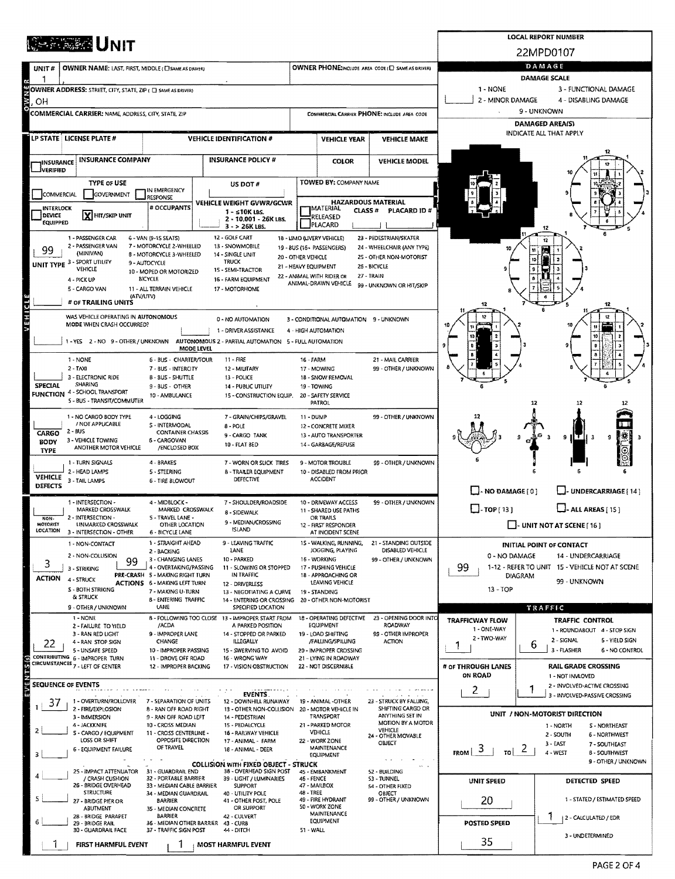# UNIT

**LOCAL REPORT NUMBER:** 22MPD0107

| UNIT # | OWNER NAME: LAST, FIRST, MIDDLE ( ☐ SAME AS DRIVER) | OWNER PHONE: INCLUDE AREA CODE ( ☐ SAME AS DRIVER) |
|---|---|---|
| 1 | | |

**OWNER ADDRESS:** STREET, CITY, STATE, ZIP ( ☐ SAME AS DRIVER)
, OH

**COMMERCIAL CARRIER:** NAME, ADDRESS, CITY, STATE, ZIP | **COMMERCIAL CARRIER PHONE:** INCLUDE AREA CODE

| LP STATE | LICENSE PLATE # | VEHICLE IDENTIFICATION # | VEHICLE YEAR | VEHICLE MAKE |
|---|---|---|---|---|
| | | | | |

| ☐ INSURANCE VERIFIED | INSURANCE COMPANY | INSURANCE POLICY # | COLOR | VEHICLE MODEL |
|---|---|---|---|---|
| | | | | |

**TYPE OF USE:** ☐ COMMERCIAL ☐ GOVERNMENT ☐ IN EMERGENCY RESPONSE
☐ INTERLOCK DEVICE EQUIPPED [X] HIT/SKIP UNIT
**# OCCUPANTS:**
**US DOT #:**
**VEHICLE WEIGHT GVWR/GCWR:** 1 - ≤10K LBS. 2 - 10.001 - 26K LBS. 3 - > 26K LBS.
**TOWED BY:** COMPANY NAME
**HAZARDOUS MATERIAL:** ☐ MATERIAL RELEASED ☐ PLACARD CLASS # PLACARD ID #

**UNIT TYPE:** 99
1 - PASSENGER CAR, 2 - PASSENGER VAN (MINIVAN), 3 - SPORT UTILITY VEHICLE, 4 - PICK UP, 5 - CARGO VAN, 6 - VAN (9-15 SEATS), 7 - MOTORCYCLE 2-WHEELED, 8 - MOTORCYCLE 3-WHEELED, 9 - AUTOCYCLE, 10 - MOPED OR MOTORIZED BICYCLE, 11 - ALL TERRAIN VEHICLE (ATV/UTV), 12 - GOLF CART, 13 - SNOWMOBILE, 14 - SINGLE UNIT TRUCK, 15 - SEMI-TRACTOR, 16 - FARM EQUIPMENT, 17 - MOTORHOME, 18 - LIMO (LIVERY VEHICLE), 19 - BUS (16+ PASSENGERS), 20 - OTHER VEHICLE, 21 - HEAVY EQUIPMENT, 22 - ANIMAL WITH RIDER OR ANIMAL-DRAWN VEHICLE, 23 - PEDESTRIAN/SKATER, 24 - WHEELCHAIR (ANY TYPE), 25 - OTHER NON-MOTORIST, 26 - BICYCLE, 27 - TRAIN, 99 - UNKNOWN OR HIT/SKIP

**# OF TRAILING UNITS:**

**WAS VEHICLE OPERATING IN AUTONOMOUS MODE WHEN CRASH OCCURRED?** 1 - YES 2 - NO 9 - OTHER / UNKNOWN
**AUTONOMOUS MODE LEVEL:** 0 - NO AUTOMATION, 1 - DRIVER ASSISTANCE, 2 - PARTIAL AUTOMATION, 3 - CONDITIONAL AUTOMATION, 4 - HIGH AUTOMATION, 5 - FULL AUTOMATION, 9 - UNKNOWN

**SPECIAL FUNCTION:**
1 - NONE, 2 - TAXI, 3 - ELECTRONIC RIDE SHARING, 4 - SCHOOL TRANSPORT, 5 - BUS - TRANSIT/COMMUTER, 6 - BUS - CHARTER/TOUR, 7 - BUS - INTERCITY, 8 - BUS - SHUTTLE, 9 - BUS - OTHER, 10 - AMBULANCE, 11 - FIRE, 12 - MILITARY, 13 - POLICE, 14 - PUBLIC UTILITY, 15 - CONSTRUCTION EQUIP., 16 - FARM, 17 - MOWING, 18 - SNOW REMOVAL, 19 - TOWING, 20 - SAFETY SERVICE PATROL, 21 - MAIL CARRIER, 99 - OTHER / UNKNOWN

**CARGO BODY TYPE:**
1 - NO CARGO BODY TYPE / NOT APPLICABLE, 2 - BUS, 3 - VEHICLE TOWING ANOTHER MOTOR VEHICLE, 4 - LOGGING, 5 - INTERMODAL CONTAINER CHASSIS, 6 - CARGOVAN /ENCLOSED BOX, 7 - GRAIN/CHIPS/GRAVEL, 8 - POLE, 9 - CARGO TANK, 10 - FLAT BED, 11 - DUMP, 12 - CONCRETE MIXER, 13 - AUTO TRANSPORTER, 14 - GARBAGE/REFUSE, 99 - OTHER / UNKNOWN

**VEHICLE DEFECTS:**
1 - TURN SIGNALS, 2 - HEAD LAMPS, 3 - TAIL LAMPS, 4 - BRAKES, 5 - STEERING, 6 - TIRE BLOWOUT, 7 - WORN OR SLICK TIRES, 8 - TRAILER EQUIPMENT DEFECTIVE, 9 - MOTOR TROUBLE, 10 - DISABLED FROM PRIOR ACCIDENT, 99 - OTHER / UNKNOWN

**NON-MOTORIST LOCATION:**
1 - INTERSECTION - MARKED CROSSWALK, 2 - INTERSECTION - UNMARKED CROSSWALK, 3 - INTERSECTION - OTHER, 4 - MIDBLOCK - MARKED CROSSWALK, 5 - TRAVEL LANE - OTHER LOCATION, 6 - BICYCLE LANE, 7 - SHOULDER/ROADSIDE, 8 - SIDEWALK, 9 - MEDIAN/CROSSING ISLAND, 10 - DRIVEWAY ACCESS, 11 - SHARED USE PATHS OR TRAILS, 12 - FIRST RESPONDER AT INCIDENT SCENE, 99 - OTHER / UNKNOWN

**ACTION:** 3
1 - NON-CONTACT, 2 - NON-COLLISION, 3 - STRIKING, 4 - STRUCK, 5 - BOTH STRIKING & STRUCK, 9 - OTHER / UNKNOWN

**PRE-CRASH ACTIONS:** 99
1 - STRAIGHT AHEAD, 2 - BACKING, 3 - CHANGING LANES, 4 - OVERTAKING/PASSING, 5 - MAKING RIGHT TURN, 6 - MAKING LEFT TURN, 7 - MAKING U-TURN, 8 - ENTERING TRAFFIC LANE, 9 - LEAVING TRAFFIC LANE, 10 - PARKED, 11 - SLOWING OR STOPPED IN TRAFFIC, 12 - DRIVERLESS, 13 - NEGOTIATING A CURVE, 14 - ENTERING OR CROSSING SPECIFIED LOCATION, 15 - WALKING, RUNNING, JOGGING, PLAYING, 16 - WORKING, 17 - PUSHING VEHICLE, 18 - APPROACHING OR LEAVING VEHICLE, 19 - STANDING, 20 - OTHER NON-MOTORIST, 21 - STANDING OUTSIDE DISABLED VEHICLE, 99 - OTHER / UNKNOWN

**CONTRIBUTING CIRCUMSTANCES:** 22
1 - NONE, 2 - FAILURE TO YIELD, 3 - RAN RED LIGHT, 4 - RAN STOP SIGN, 5 - UNSAFE SPEED, 6 - IMPROPER TURN, 7 - LEFT OF CENTER, 8 - FOLLOWING TOO CLOSE /ACDA, 9 - IMPROPER LANE CHANGE, 10 - IMPROPER PASSING, 11 - DROVE OFF ROAD, 12 - IMPROPER BACKING, 13 - IMPROPER START FROM A PARKED POSITION, 14 - STOPPED OR PARKED ILLEGALLY, 15 - SWERVING TO AVOID, 16 - WRONG WAY, 17 - VISION OBSTRUCTION, 18 - OPERATING DEFECTIVE EQUIPMENT, 19 - LOAD SHIFTING /FALLING/SPILLING, 20 - IMPROPER CROSSING, 21 - LYING IN ROADWAY, 22 - NOT DISCERNIBLE, 23 - OPENING DOOR INTO ROADWAY, 99 - OTHER IMPROPER ACTION

## SEQUENCE OF EVENTS

| # | Event |
|---|---|
| 1 | 37 |
| 2 | |
| 3 | |
| 4 | |
| 5 | |
| 6 | |

**EVENTS:**
1 - OVERTURN/ROLLOVER, 2 - FIRE/EXPLOSION, 3 - IMMERSION, 4 - JACKKNIFE, 5 - CARGO / EQUIPMENT LOSS OR SHIFT, 6 - EQUIPMENT FAILURE, 7 - SEPARATION OF UNITS, 8 - RAN OFF ROAD RIGHT, 9 - RAN OFF ROAD LEFT, 10 - CROSS MEDIAN, 11 - CROSS CENTERLINE - OPPOSITE DIRECTION OF TRAVEL, 12 - DOWNHILL RUNAWAY, 13 - OTHER NON-COLLISION, 14 - PEDESTRIAN, 15 - PEDALCYCLE, 16 - RAILWAY VEHICLE, 17 - ANIMAL - FARM, 18 - ANIMAL - DEER, 19 - ANIMAL -OTHER, 20 - MOTOR VEHICLE IN TRANSPORT, 21 - PARKED MOTOR VEHICLE, 22 - WORK ZONE MAINTENANCE EQUIPMENT, 23 - STRUCK BY FALLING, SHIFTING CARGO OR ANYTHING SET IN MOTION BY A MOTOR VEHICLE, 24 - OTHER MOVABLE OBJECT

**COLLISION WITH FIXED OBJECT - STRUCK:**
25 - IMPACT ATTENUATOR / CRASH CUSHION, 26 - BRIDGE OVERHEAD STRUCTURE, 27 - BRIDGE PIER OR ABUTMENT, 28 - BRIDGE PARAPET, 29 - BRIDGE RAIL, 30 - GUARDRAIL FACE, 31 - GUARDRAIL END, 32 - PORTABLE BARRIER, 33 - MEDIAN CABLE BARRIER, 34 - MEDIAN GUARDRAIL BARRIER, 35 - MEDIAN CONCRETE BARRIER, 36 - MEDIAN OTHER BARRIER, 37 - TRAFFIC SIGN POST, 38 - OVERHEAD SIGN POST, 39 - LIGHT / LUMINARIES SUPPORT, 40 - UTILITY POLE, 41 - OTHER POST, POLE OR SUPPORT, 42 - CULVERT, 43 - CURB, 44 - DITCH, 45 - EMBANKMENT, 46 - FENCE, 47 - MAILBOX, 48 - TREE, 49 - FIRE HYDRANT, 50 - WORK ZONE MAINTENANCE EQUIPMENT, 51 - WALL, 52 - BUILDING, 53 - TUNNEL, 54 - OTHER FIXED OBJECT, 99 - OTHER / UNKNOWN

**FIRST HARMFUL EVENT:** 1 | **MOST HARMFUL EVENT:** 1

## DAMAGE

**DAMAGE SCALE:** 1 - NONE, 2 - MINOR DAMAGE, 3 - FUNCTIONAL DAMAGE, 4 - DISABLING DAMAGE, 9 - UNKNOWN

**DAMAGED AREA(S)** INDICATE ALL THAT APPLY

☐ - NO DAMAGE [ 0 ] ☐ - UNDERCARRIAGE [ 14 ]
☐ - TOP [ 13 ] ☐ - ALL AREAS [ 15 ]
☐ - UNIT NOT AT SCENE [ 16 ]

**INITIAL POINT OF CONTACT:** 99
0 - NO DAMAGE, 1-12 - REFER TO UNIT DIAGRAM, 13 - TOP, 14 - UNDERCARRIAGE, 15 - VEHICLE NOT AT SCENE, 99 - UNKNOWN

## TRAFFIC

**TRAFFICWAY FLOW:** 1 (1 - ONE-WAY, 2 - TWO-WAY)
**TRAFFIC CONTROL:** 6 (1 - ROUNDABOUT, 2 - SIGNAL, 3 - FLASHER, 4 - STOP SIGN, 5 - YIELD SIGN, 6 - NO CONTROL)
**# OF THROUGH LANES ON ROAD:** 2
**RAIL GRADE CROSSING:** 1 (1 - NOT INVLOVED, 2 - INVOLVED-ACTIVE CROSSING, 3 - INVOLVED-PASSIVE CROSSING)

**UNIT / NON-MOTORIST DIRECTION:** FROM 3 TO 2
1 - NORTH, 2 - SOUTH, 3 - EAST, 4 - WEST, 5 - NORTHEAST, 6 - NORTHWEST, 7 - SOUTHEAST, 8 - SOUTHWEST, 9 - OTHER / UNKNOWN

**UNIT SPEED:** 20
**DETECTED SPEED:** 1 (1 - STATED / ESTIMATED SPEED, 2 - CALCULATED / EDR, 3 - UNDETERMINED)
**POSTED SPEED:** 35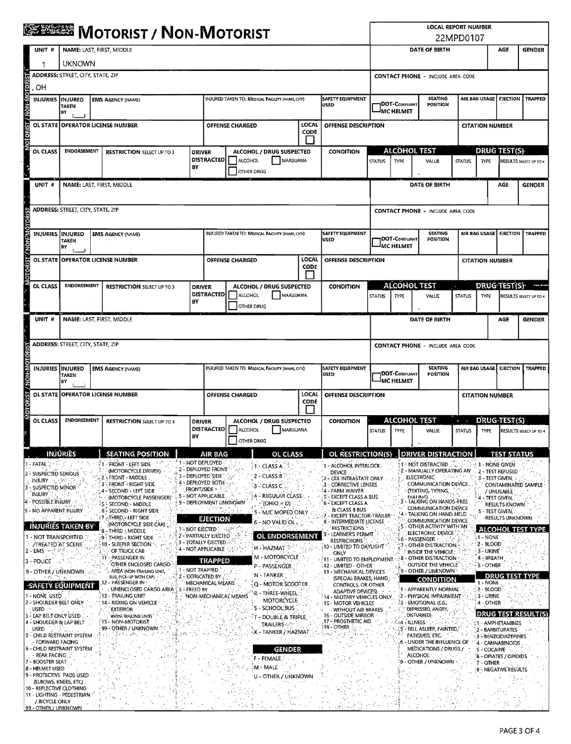# MOTORIST / NON-MOTORIST

**LOCAL REPORT NUMBER:** 22MPD0107

## MOTORIST / NON-MOTORIST

| UNIT # | NAME: LAST, FIRST, MIDDLE | DATE OF BIRTH | AGE | GENDER |
|---|---|---|---|---|
| 1 | UKNOWN | | | |

| ADDRESS: STREET, CITY, STATE, ZIP | CONTACT PHONE - INCLUDE AREA CODE |
|---|---|
| , OH | |

| INJURIES | INJURED TAKEN BY | EMS AGENCY (NAME) | INJURED TAKEN TO: MEDICAL FACILITY (NAME, CITY) | SAFETY EQUIPMENT USED | DOT-COMPLIANT MC HELMET | SEATING POSITION | AIR BAG USAGE | EJECTION | TRAPPED |
|---|---|---|---|---|---|---|---|---|---|
| | | | | | | | | | |

| OL STATE | OPERATOR LICENSE NUMBER | OFFENSE CHARGED | LOCAL CODE | OFFENSE DESCRIPTION | CITATION NUMBER |
|---|---|---|---|---|---|
| | | | | | |

| OL CLASS | ENDORSEMENT | RESTRICTION SELECT UP TO 3 | DRIVER DISTRACTED BY | ALCOHOL / DRUG SUSPECTED | CONDITION | ALCOHOL TEST STATUS | ALCOHOL TEST TYPE | ALCOHOL TEST VALUE | DRUG TEST(S) STATUS | DRUG TEST(S) TYPE | RESULTS SELECT UP TO 4 |
|---|---|---|---|---|---|---|---|---|---|---|---|
| | | | | ☐ ALCOHOL ☐ MARIJUANA ☐ OTHER DRUG | | | | | | | |

## MOTORIST / NON-MOTORIST

| UNIT # | NAME: LAST, FIRST, MIDDLE | DATE OF BIRTH | AGE | GENDER |
|---|---|---|---|---|
| | | | | |

| ADDRESS: STREET, CITY, STATE, ZIP | CONTACT PHONE - INCLUDE AREA CODE |
|---|---|
| | |

| INJURIES | INJURED TAKEN BY | EMS AGENCY (NAME) | INJURED TAKEN TO: MEDICAL FACILITY (NAME, CITY) | SAFETY EQUIPMENT USED | DOT-COMPLIANT MC HELMET | SEATING POSITION | AIR BAG USAGE | EJECTION | TRAPPED |
|---|---|---|---|---|---|---|---|---|---|
| | | | | | | | | | |

| OL STATE | OPERATOR LICENSE NUMBER | OFFENSE CHARGED | LOCAL CODE | OFFENSE DESCRIPTION | CITATION NUMBER |
|---|---|---|---|---|---|
| | | | | | |

| OL CLASS | ENDORSEMENT | RESTRICTION SELECT UP TO 3 | DRIVER DISTRACTED BY | ALCOHOL / DRUG SUSPECTED | CONDITION | ALCOHOL TEST STATUS | ALCOHOL TEST TYPE | ALCOHOL TEST VALUE | DRUG TEST(S) STATUS | DRUG TEST(S) TYPE | RESULTS SELECT UP TO 4 |
|---|---|---|---|---|---|---|---|---|---|---|---|
| | | | | ☐ ALCOHOL ☐ MARIJUANA ☐ OTHER DRUG | | | | | | | |

## MOTORIST / NON-MOTORIST

| UNIT # | NAME: LAST, FIRST, MIDDLE | DATE OF BIRTH | AGE | GENDER |
|---|---|---|---|---|
| | | | | |

| ADDRESS: STREET, CITY, STATE, ZIP | CONTACT PHONE - INCLUDE AREA CODE |
|---|---|
| | |

| INJURIES | INJURED TAKEN BY | EMS AGENCY (NAME) | INJURED TAKEN TO: MEDICAL FACILITY (NAME, CITY) | SAFETY EQUIPMENT USED | DOT-COMPLIANT MC HELMET | SEATING POSITION | AIR BAG USAGE | EJECTION | TRAPPED |
|---|---|---|---|---|---|---|---|---|---|
| | | | | | | | | | |

| OL STATE | OPERATOR LICENSE NUMBER | OFFENSE CHARGED | LOCAL CODE | OFFENSE DESCRIPTION | CITATION NUMBER |
|---|---|---|---|---|---|
| | | | | | |

| OL CLASS | ENDORSEMENT | RESTRICTION SELECT UP TO 3 | DRIVER DISTRACTED BY | ALCOHOL / DRUG SUSPECTED | CONDITION | ALCOHOL TEST STATUS | ALCOHOL TEST TYPE | ALCOHOL TEST VALUE | DRUG TEST(S) STATUS | DRUG TEST(S) TYPE | RESULTS SELECT UP TO 4 |
|---|---|---|---|---|---|---|---|---|---|---|---|
| | | | | ☐ ALCOHOL ☐ MARIJUANA ☐ OTHER DRUG | | | | | | | |

### INJURIES
1 - FATAL
2 - SUSPECTED SERIOUS INJURY
3 - SUSPECTED MINOR INJURY
4 - POSSIBLE INJURY
5 - NO APPARENT INJURY

### INJURIES TAKEN BY
1 - NOT TRANSPORTED /TREATED AT SCENE
2 - EMS
3 - POLICE
9 - OTHER / UNKNOWN

### SAFETY EQUIPMENT
1 - NONE USED
2 - SHOULDER BELT ONLY USED
3 - LAP BELT ONLY USED
4 - SHOULDER & LAP BELT USED
5 - CHILD RESTRAINT SYSTEM - FORWARD FACING
6 - CHILD RESTRAINT SYSTEM - REAR FACING
7 - BOOSTER SEAT
8 - HELMET USED
9 - PROTECTIVE PADS USED (ELBOWS, KNEES, ETC)
10 - REFLECTIVE CLOTHING
11 - LIGHTING - PEDESTRIAN / BICYCLE ONLY
99 - OTHER / UNKNOWN

### SEATING POSITION
1 - FRONT - LEFT SIDE (MOTORCYCLE DRIVER)
2 - FRONT - MIDDLE
3 - FRONT - RIGHT SIDE
4 - SECOND - LEFT SIDE (MOTORCYCLE PASSENGER)
5 - SECOND - MIDDLE
6 - SECOND - RIGHT SIDE
7 - THIRD - LEFT SIDE (MOTORCYCLE SIDE CAR)
8 - THIRD - MIDDLE
9 - THIRD - RIGHT SIDE
10 - SLEEPER SECTION OF TRUCK CAB
11 - PASSENGER IN OTHER ENCLOSED CARGO AREA (NON-TRAILING UNIT, BUS, PICK-UP WITH CAP)
12 - PASSENGER IN UNENCLOSED CARGO AREA
13 - TRAILING UNIT
14 - RIDING ON VEHICLE EXTERIOR (NON-TRAILING UNIT)
15 - NON-MOTORIST
99 - OTHER / UNKNOWN

### AIR BAG
1 - NOT DEPLOYED
2 - DEPLOYED FRONT
3 - DEPLOYED SIDE
4 - DEPLOYED BOTH FRONT/SIDE
5 - NOT APPLICABLE
9 - DEPLOYMENT UNKNOWN

### EJECTION
1 - NOT EJECTED
2 - PARTIALLY EJECTED
3 - TOTALLY EJECTED
4 - NOT APPLICABLE

### TRAPPED
1 - NOT TRAPPED
2 - EXTRICATED BY MECHANICAL MEANS
3 - FREED BY NON-MECHANICAL MEANS

### OL CLASS
1 - CLASS A
2 - CLASS B
3 - CLASS C
4 - REGULAR CLASS (OHIO = D)
5 - M/C MOPED ONLY
6 - NO VALID OL

### OL ENDORSEMENT
H - HAZMAT
M - MOTORCYCLE
P - PASSENGER
N - TANKER
Q - MOTOR SCOOTER
R - THREE-WHEEL MOTORCYCLE
S - SCHOOL BUS
T - DOUBLE & TRIPLE TRAILERS
X - TANKER / HAZMAT

### GENDER
F - FEMALE
M - MALE
U - OTHER / UNKNOWN

### OL RESTRICTION(S)
1 - ALCOHOL INTERLOCK DEVICE
2 - CDL INTRASTATE ONLY
3 - CORRECTIVE LENSES
4 - FARM WAIVER
5 - EXCEPT CLASS A BUS
6 - EXCEPT CLASS A & CLASS B BUS
7 - EXCEPT TRACTOR-TRAILER
8 - INTERMEDIATE LICENSE RESTRICTIONS
9 - LEARNER'S PERMIT RESTRICTIONS
10 - LIMITED TO DAYLIGHT ONLY
11 - LIMITED TO EMPLOYMENT
12 - LIMITED - OTHER
13 - MECHANICAL DEVICES (SPECIAL BRAKES, HAND CONTROLS, OR OTHER ADAPTIVE DEVICES)
14 - MILITARY VEHICLES ONLY
15 - MOTOR VEHICLES WITHOUT AIR BRAKES
16 - OUTSIDE MIRROR
17 - PROSTHETIC AID
18 - OTHER

### DRIVER DISTRACTION
1 - NOT DISTRACTED
2 - MANUALLY OPERATING AN ELECTRONIC COMMUNICATION DEVICE (TEXTING, TYPING, DIALING)
3 - TALKING ON HANDS-FREE COMMUNICATION DEVICE
4 - TALKING ON HAND-HELD COMMUNICATION DEVICE
5 - OTHER ACTIVITY WITH AN ELECTRONIC DEVICE
6 - PASSENGER
7 - OTHER DISTRACTION INSIDE THE VEHICLE
8 - OTHER DISTRACTION OUTSIDE THE VEHICLE
9 - OTHER / UNKNOWN

### CONDITION
1 - APPARENTLY NORMAL
2 - PHYSICAL IMPAIRMENT
3 - EMOTIONAL (E.G., DEPRESSED, ANGRY, DISTURBED)
4 - ILLNESS
5 - FELL ASLEEP, FAINTED, FATIGUED, ETC.
6 - UNDER THE INFLUENCE OF MEDICATIONS / DRUGS / ALCOHOL
9 - OTHER / UNKNOWN

### TEST STATUS
1 - NONE GIVEN
2 - TEST REFUSED
3 - TEST GIVEN, CONTAMINATED SAMPLE / UNUSABLE
4 - TEST GIVEN, RESULTS KNOWN
5 - TEST GIVEN, RESULTS UNKNOWN

### ALCOHOL TEST TYPE
1 - NONE
2 - BLOOD
3 - URINE
4 - BREATH
5 - OTHER

### DRUG TEST TYPE
1 - NONE
2 - BLOOD
3 - URINE
4 - OTHER

### DRUG TEST RESULT(S)
1 - AMPHETAMINES
2 - BARBITURATES
3 - BENZODIAZEPINES
4 - CANNABINOIDS
5 - COCAINE
6 - OPIATES / OPIOIDS
7 - OTHER
8 - NEGATIVE RESULTS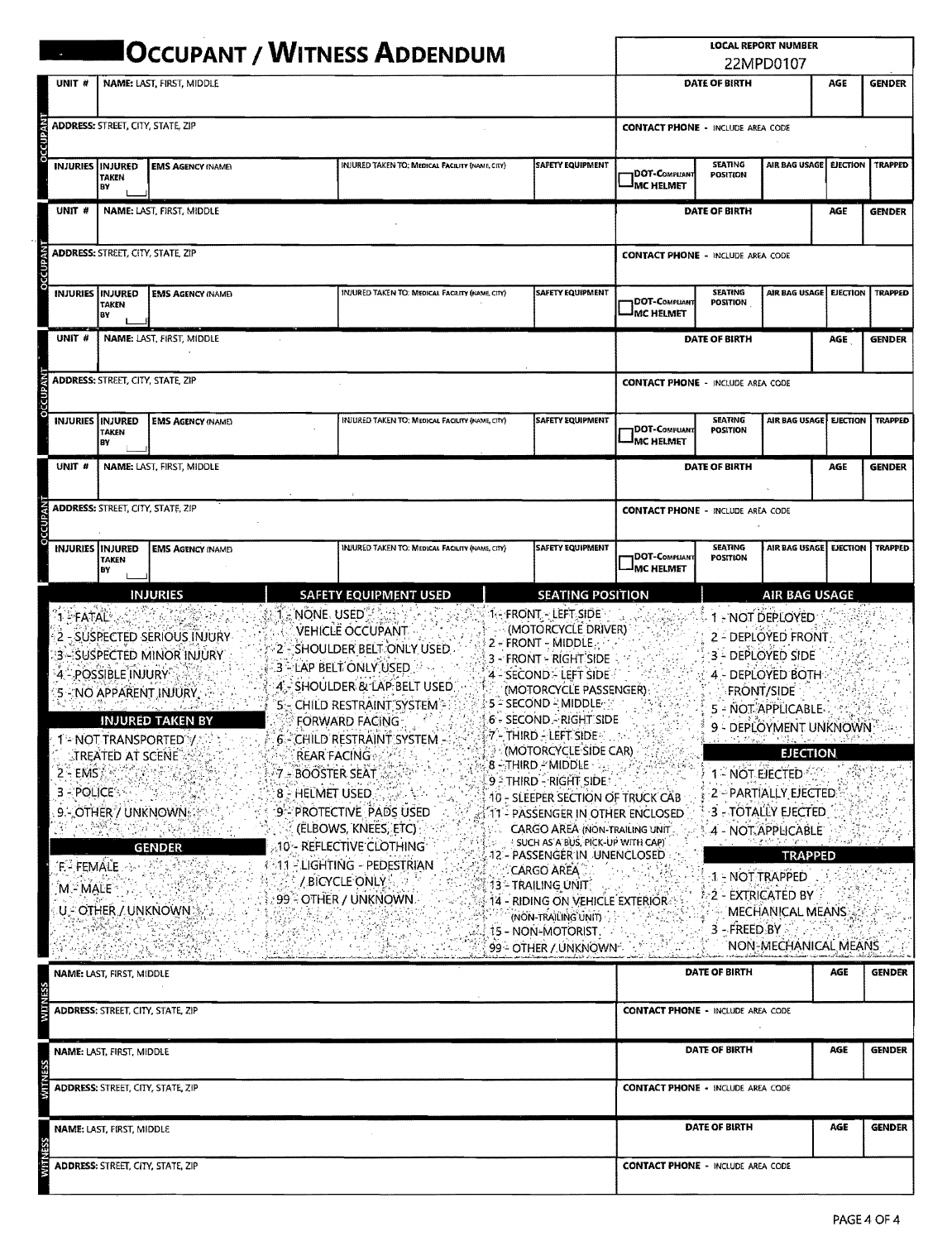# OCCUPANT / WITNESS ADDENDUM

**LOCAL REPORT NUMBER**
22MPD0107

## OCCUPANT

| UNIT # | NAME: LAST, FIRST, MIDDLE | DATE OF BIRTH | AGE | GENDER |
|---|---|---|---|---|
| | | | | |

| ADDRESS: STREET, CITY, STATE, ZIP | CONTACT PHONE - INCLUDE AREA CODE |
|---|---|
| | |

| INJURIES | INJURED TAKEN BY | EMS AGENCY (NAME) | INJURED TAKEN TO: MEDICAL FACILITY (NAME, CITY) | SAFETY EQUIPMENT | DOT-COMPLIANT MC HELMET | SEATING POSITION | AIR BAG USAGE | EJECTION | TRAPPED |
|---|---|---|---|---|---|---|---|---|---|
| | | | | | | | | | |

## OCCUPANT

| UNIT # | NAME: LAST, FIRST, MIDDLE | DATE OF BIRTH | AGE | GENDER |
|---|---|---|---|---|
| | | | | |

| ADDRESS: STREET, CITY, STATE, ZIP | CONTACT PHONE - INCLUDE AREA CODE |
|---|---|
| | |

| INJURIES | INJURED TAKEN BY | EMS AGENCY (NAME) | INJURED TAKEN TO: MEDICAL FACILITY (NAME, CITY) | SAFETY EQUIPMENT | DOT-COMPLIANT MC HELMET | SEATING POSITION | AIR BAG USAGE | EJECTION | TRAPPED |
|---|---|---|---|---|---|---|---|---|---|
| | | | | | | | | | |

## OCCUPANT

| UNIT # | NAME: LAST, FIRST, MIDDLE | DATE OF BIRTH | AGE | GENDER |
|---|---|---|---|---|
| | | | | |

| ADDRESS: STREET, CITY, STATE, ZIP | CONTACT PHONE - INCLUDE AREA CODE |
|---|---|
| | |

| INJURIES | INJURED TAKEN BY | EMS AGENCY (NAME) | INJURED TAKEN TO: MEDICAL FACILITY (NAME, CITY) | SAFETY EQUIPMENT | DOT-COMPLIANT MC HELMET | SEATING POSITION | AIR BAG USAGE | EJECTION | TRAPPED |
|---|---|---|---|---|---|---|---|---|---|
| | | | | | | | | | |

## OCCUPANT

| UNIT # | NAME: LAST, FIRST, MIDDLE | DATE OF BIRTH | AGE | GENDER |
|---|---|---|---|---|
| | | | | |

| ADDRESS: STREET, CITY, STATE, ZIP | CONTACT PHONE - INCLUDE AREA CODE |
|---|---|
| | |

| INJURIES | INJURED TAKEN BY | EMS AGENCY (NAME) | INJURED TAKEN TO: MEDICAL FACILITY (NAME, CITY) | SAFETY EQUIPMENT | DOT-COMPLIANT MC HELMET | SEATING POSITION | AIR BAG USAGE | EJECTION | TRAPPED |
|---|---|---|---|---|---|---|---|---|---|
| | | | | | | | | | |

### INJURIES
1 - FATAL
2 - SUSPECTED SERIOUS INJURY
3 - SUSPECTED MINOR INJURY
4 - POSSIBLE INJURY
5 - NO APPARENT INJURY

### INJURED TAKEN BY
1 - NOT TRANSPORTED / TREATED AT SCENE
2 - EMS
3 - POLICE
9 - OTHER / UNKNOWN

### GENDER
F - FEMALE
M - MALE
U - OTHER / UNKNOWN

### SAFETY EQUIPMENT USED
1 - NONE USED VEHICLE OCCUPANT
2 - SHOULDER BELT ONLY USED
3 - LAP BELT ONLY USED
4 - SHOULDER & LAP BELT USED
5 - CHILD RESTRAINT SYSTEM - FORWARD FACING
6 - CHILD RESTRAINT SYSTEM - REAR FACING
7 - BOOSTER SEAT
8 - HELMET USED
9 - PROTECTIVE PADS USED (ELBOWS, KNEES, ETC)
10 - REFLECTIVE CLOTHING
11 - LIGHTING - PEDESTRIAN / BICYCLE ONLY
99 - OTHER / UNKNOWN

### SEATING POSITION
1 - FRONT - LEFT SIDE (MOTORCYCLE DRIVER)
2 - FRONT - MIDDLE
3 - FRONT - RIGHT SIDE
4 - SECOND - LEFT SIDE (MOTORCYCLE PASSENGER)
5 - SECOND - MIDDLE
6 - SECOND - RIGHT SIDE
7 - THIRD - LEFT SIDE (MOTORCYCLE SIDE CAR)
8 - THIRD - MIDDLE
9 - THIRD - RIGHT SIDE
10 - SLEEPER SECTION OF TRUCK CAB
11 - PASSENGER IN OTHER ENCLOSED CARGO AREA (NON-TRAILING UNIT SUCH AS A BUS, PICK-UP WITH CAP)
12 - PASSENGER IN UNENCLOSED CARGO AREA
13 - TRAILING UNIT
14 - RIDING ON VEHICLE EXTERIOR (NON-TRAILING UNIT)
15 - NON-MOTORIST
99 - OTHER / UNKNOWN

### AIR BAG USAGE
1 - NOT DEPLOYED
2 - DEPLOYED FRONT
3 - DEPLOYED SIDE
4 - DEPLOYED BOTH FRONT/SIDE
5 - NOT APPLICABLE
9 - DEPLOYMENT UNKNOWN

### EJECTION
1 - NOT EJECTED
2 - PARTIALLY EJECTED
3 - TOTALLY EJECTED
4 - NOT APPLICABLE

### TRAPPED
1 - NOT TRAPPED
2 - EXTRICATED BY MECHANICAL MEANS
3 - FREED BY NON-MECHANICAL MEANS

## WITNESS

| NAME: LAST, FIRST, MIDDLE | DATE OF BIRTH | AGE | GENDER |
|---|---|---|---|
| | | | |

| ADDRESS: STREET, CITY, STATE, ZIP | CONTACT PHONE - INCLUDE AREA CODE |
|---|---|
| | |

## WITNESS

| NAME: LAST, FIRST, MIDDLE | DATE OF BIRTH | AGE | GENDER |
|---|---|---|---|
| | | | |

| ADDRESS: STREET, CITY, STATE, ZIP | CONTACT PHONE - INCLUDE AREA CODE |
|---|---|
| | |

## WITNESS

| NAME: LAST, FIRST, MIDDLE | DATE OF BIRTH | AGE | GENDER |
|---|---|---|---|
| | | | |

| ADDRESS: STREET, CITY, STATE, ZIP | CONTACT PHONE - INCLUDE AREA CODE |
|---|---|
| | |